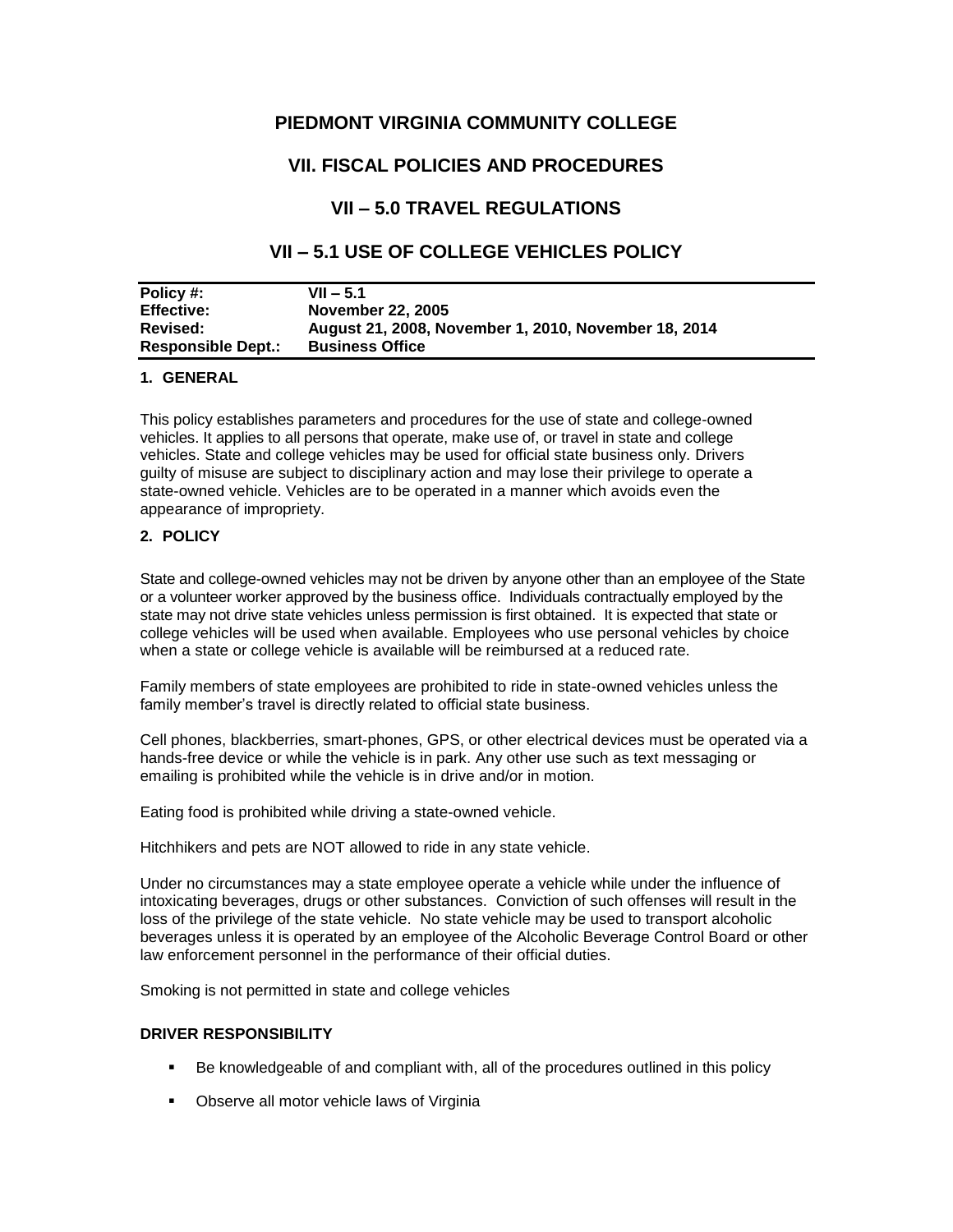# PIEDMONT VIRGINIA COMMUNITY COLLEGE

## VII. FISCAL POLICIES AND PROCEDURES

## VII – 5.0 TRAVEL REGULATIONS

## VII – 5.1 USE OF COLLEGE VEHICLES POLICY

| | |
|---|---|
| **Policy #:** | **VII – 5.1** |
| **Effective:** | **November 22, 2005** |
| **Revised:** | **August 21, 2008, November 1, 2010, November 18, 2014** |
| **Responsible Dept.:** | **Business Office** |

### 1. GENERAL

This policy establishes parameters and procedures for the use of state and college-owned vehicles. It applies to all persons that operate, make use of, or travel in state and college vehicles. State and college vehicles may be used for official state business only. Drivers guilty of misuse are subject to disciplinary action and may lose their privilege to operate a state-owned vehicle. Vehicles are to be operated in a manner which avoids even the appearance of impropriety.

### 2. POLICY

State and college-owned vehicles may not be driven by anyone other than an employee of the State or a volunteer worker approved by the business office. Individuals contractually employed by the state may not drive state vehicles unless permission is first obtained. It is expected that state or college vehicles will be used when available. Employees who use personal vehicles by choice when a state or college vehicle is available will be reimbursed at a reduced rate.

Family members of state employees are prohibited to ride in state-owned vehicles unless the family member's travel is directly related to official state business.

Cell phones, blackberries, smart-phones, GPS, or other electrical devices must be operated via a hands-free device or while the vehicle is in park. Any other use such as text messaging or emailing is prohibited while the vehicle is in drive and/or in motion.

Eating food is prohibited while driving a state-owned vehicle.

Hitchhikers and pets are NOT allowed to ride in any state vehicle.

Under no circumstances may a state employee operate a vehicle while under the influence of intoxicating beverages, drugs or other substances. Conviction of such offenses will result in the loss of the privilege of the state vehicle. No state vehicle may be used to transport alcoholic beverages unless it is operated by an employee of the Alcoholic Beverage Control Board or other law enforcement personnel in the performance of their official duties.

Smoking is not permitted in state and college vehicles

#### DRIVER RESPONSIBILITY

- Be knowledgeable of and compliant with, all of the procedures outlined in this policy
- Observe all motor vehicle laws of Virginia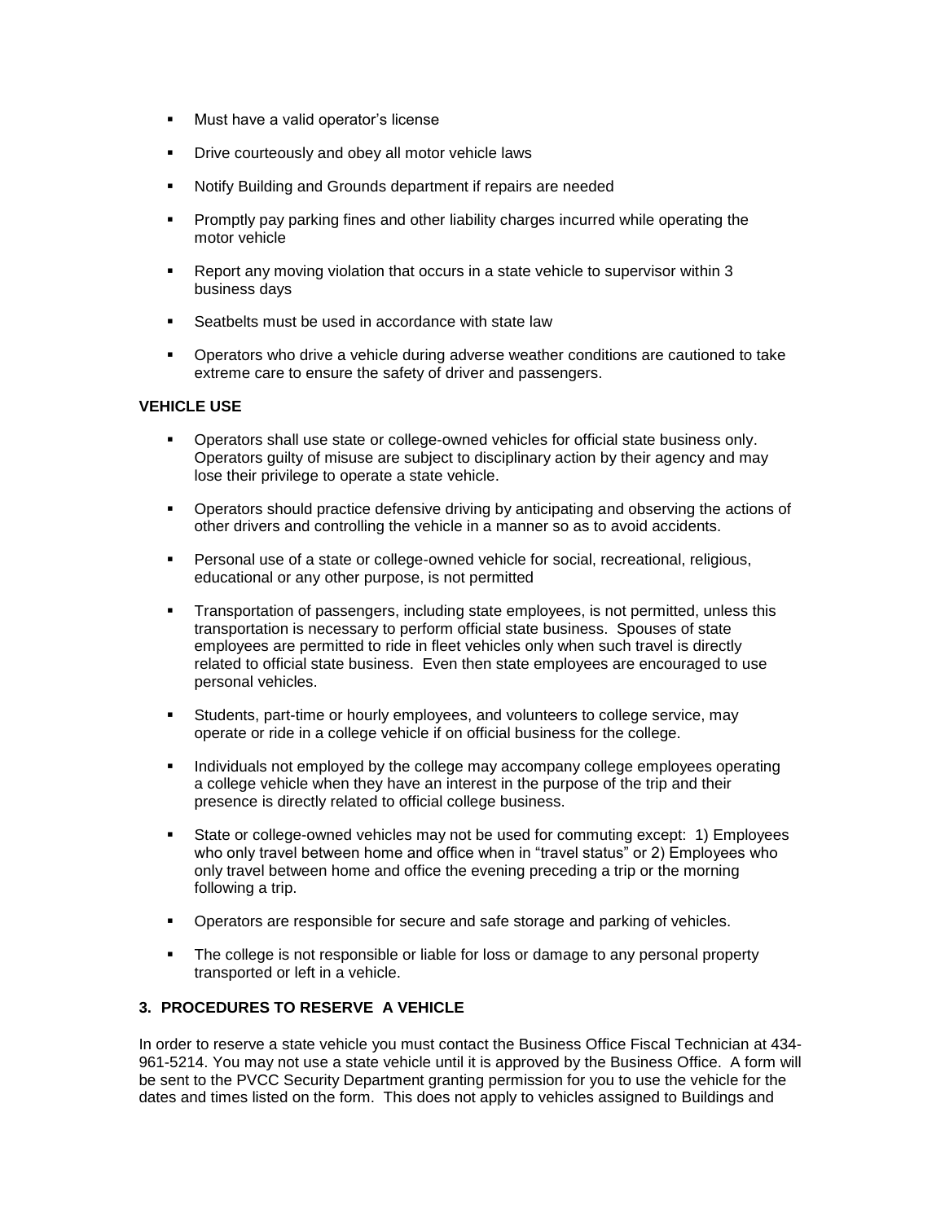- Must have a valid operator's license
- Drive courteously and obey all motor vehicle laws
- Notify Building and Grounds department if repairs are needed
- Promptly pay parking fines and other liability charges incurred while operating the motor vehicle
- Report any moving violation that occurs in a state vehicle to supervisor within 3 business days
- Seatbelts must be used in accordance with state law
- Operators who drive a vehicle during adverse weather conditions are cautioned to take extreme care to ensure the safety of driver and passengers.

**VEHICLE USE**

- Operators shall use state or college-owned vehicles for official state business only. Operators guilty of misuse are subject to disciplinary action by their agency and may lose their privilege to operate a state vehicle.
- Operators should practice defensive driving by anticipating and observing the actions of other drivers and controlling the vehicle in a manner so as to avoid accidents.
- Personal use of a state or college-owned vehicle for social, recreational, religious, educational or any other purpose, is not permitted
- Transportation of passengers, including state employees, is not permitted, unless this transportation is necessary to perform official state business. Spouses of state employees are permitted to ride in fleet vehicles only when such travel is directly related to official state business. Even then state employees are encouraged to use personal vehicles.
- Students, part-time or hourly employees, and volunteers to college service, may operate or ride in a college vehicle if on official business for the college.
- Individuals not employed by the college may accompany college employees operating a college vehicle when they have an interest in the purpose of the trip and their presence is directly related to official college business.
- State or college-owned vehicles may not be used for commuting except: 1) Employees who only travel between home and office when in "travel status" or 2) Employees who only travel between home and office the evening preceding a trip or the morning following a trip.
- Operators are responsible for secure and safe storage and parking of vehicles.
- The college is not responsible or liable for loss or damage to any personal property transported or left in a vehicle.

## 3. PROCEDURES TO RESERVE A VEHICLE

In order to reserve a state vehicle you must contact the Business Office Fiscal Technician at 434-961-5214. You may not use a state vehicle until it is approved by the Business Office. A form will be sent to the PVCC Security Department granting permission for you to use the vehicle for the dates and times listed on the form. This does not apply to vehicles assigned to Buildings and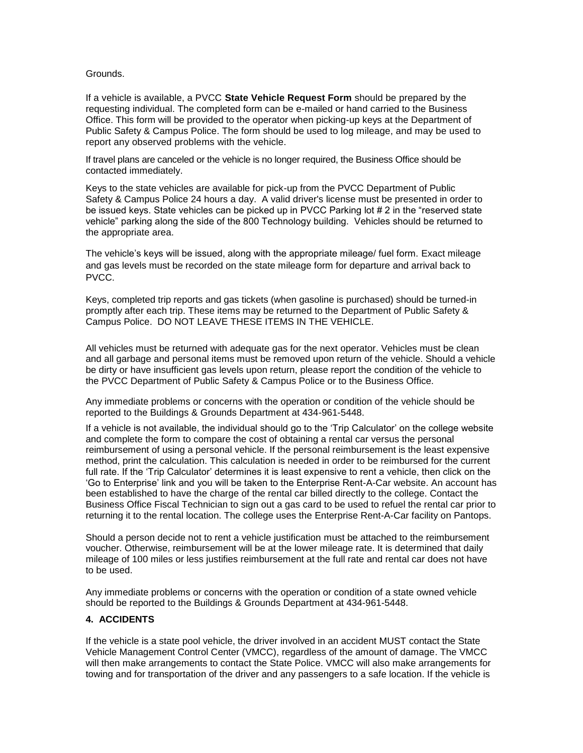Grounds.

If a vehicle is available, a PVCC **State Vehicle Request Form** should be prepared by the requesting individual. The completed form can be e-mailed or hand carried to the Business Office. This form will be provided to the operator when picking-up keys at the Department of Public Safety & Campus Police. The form should be used to log mileage, and may be used to report any observed problems with the vehicle.

If travel plans are canceled or the vehicle is no longer required, the Business Office should be contacted immediately.

Keys to the state vehicles are available for pick-up from the PVCC Department of Public Safety & Campus Police 24 hours a day. A valid driver's license must be presented in order to be issued keys. State vehicles can be picked up in PVCC Parking lot # 2 in the "reserved state vehicle" parking along the side of the 800 Technology building. Vehicles should be returned to the appropriate area.

The vehicle's keys will be issued, along with the appropriate mileage/ fuel form. Exact mileage and gas levels must be recorded on the state mileage form for departure and arrival back to PVCC.

Keys, completed trip reports and gas tickets (when gasoline is purchased) should be turned-in promptly after each trip. These items may be returned to the Department of Public Safety & Campus Police. DO NOT LEAVE THESE ITEMS IN THE VEHICLE.

All vehicles must be returned with adequate gas for the next operator. Vehicles must be clean and all garbage and personal items must be removed upon return of the vehicle. Should a vehicle be dirty or have insufficient gas levels upon return, please report the condition of the vehicle to the PVCC Department of Public Safety & Campus Police or to the Business Office.

Any immediate problems or concerns with the operation or condition of the vehicle should be reported to the Buildings & Grounds Department at 434-961-5448.

If a vehicle is not available, the individual should go to the 'Trip Calculator' on the college website and complete the form to compare the cost of obtaining a rental car versus the personal reimbursement of using a personal vehicle. If the personal reimbursement is the least expensive method, print the calculation. This calculation is needed in order to be reimbursed for the current full rate. If the 'Trip Calculator' determines it is least expensive to rent a vehicle, then click on the 'Go to Enterprise' link and you will be taken to the Enterprise Rent-A-Car website. An account has been established to have the charge of the rental car billed directly to the college. Contact the Business Office Fiscal Technician to sign out a gas card to be used to refuel the rental car prior to returning it to the rental location. The college uses the Enterprise Rent-A-Car facility on Pantops.

Should a person decide not to rent a vehicle justification must be attached to the reimbursement voucher. Otherwise, reimbursement will be at the lower mileage rate. It is determined that daily mileage of 100 miles or less justifies reimbursement at the full rate and rental car does not have to be used.

Any immediate problems or concerns with the operation or condition of a state owned vehicle should be reported to the Buildings & Grounds Department at 434-961-5448.

### 4. ACCIDENTS

If the vehicle is a state pool vehicle, the driver involved in an accident MUST contact the State Vehicle Management Control Center (VMCC), regardless of the amount of damage. The VMCC will then make arrangements to contact the State Police. VMCC will also make arrangements for towing and for transportation of the driver and any passengers to a safe location. If the vehicle is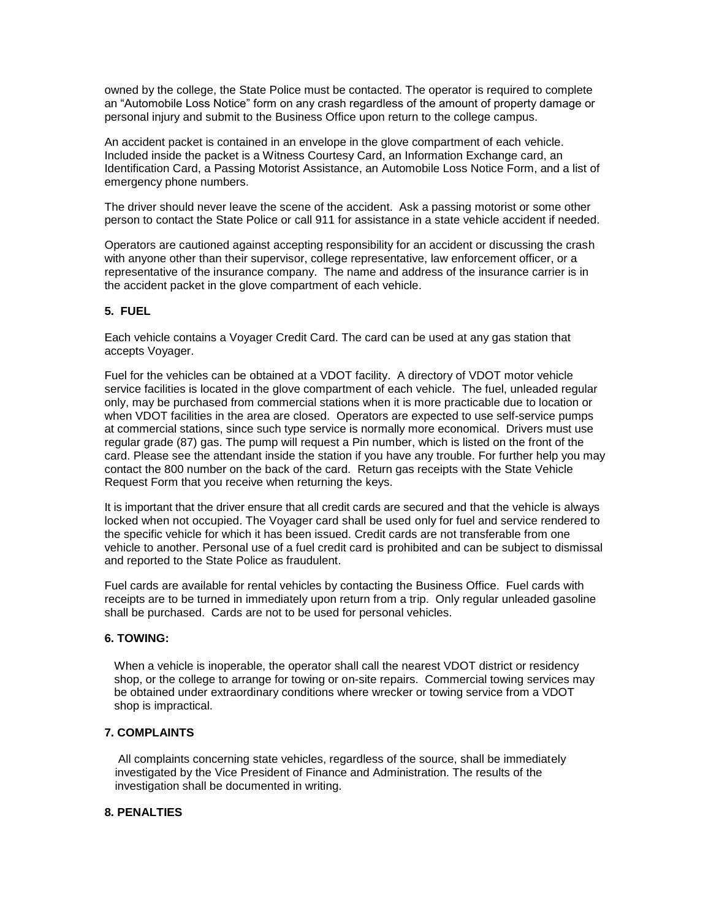owned by the college, the State Police must be contacted. The operator is required to complete an "Automobile Loss Notice" form on any crash regardless of the amount of property damage or personal injury and submit to the Business Office upon return to the college campus.

An accident packet is contained in an envelope in the glove compartment of each vehicle. Included inside the packet is a Witness Courtesy Card, an Information Exchange card, an Identification Card, a Passing Motorist Assistance, an Automobile Loss Notice Form, and a list of emergency phone numbers.

The driver should never leave the scene of the accident. Ask a passing motorist or some other person to contact the State Police or call 911 for assistance in a state vehicle accident if needed.

Operators are cautioned against accepting responsibility for an accident or discussing the crash with anyone other than their supervisor, college representative, law enforcement officer, or a representative of the insurance company. The name and address of the insurance carrier is in the accident packet in the glove compartment of each vehicle.

**5. FUEL**

Each vehicle contains a Voyager Credit Card. The card can be used at any gas station that accepts Voyager.

Fuel for the vehicles can be obtained at a VDOT facility. A directory of VDOT motor vehicle service facilities is located in the glove compartment of each vehicle. The fuel, unleaded regular only, may be purchased from commercial stations when it is more practicable due to location or when VDOT facilities in the area are closed. Operators are expected to use self-service pumps at commercial stations, since such type service is normally more economical. Drivers must use regular grade (87) gas. The pump will request a Pin number, which is listed on the front of the card. Please see the attendant inside the station if you have any trouble. For further help you may contact the 800 number on the back of the card. Return gas receipts with the State Vehicle Request Form that you receive when returning the keys.

It is important that the driver ensure that all credit cards are secured and that the vehicle is always locked when not occupied. The Voyager card shall be used only for fuel and service rendered to the specific vehicle for which it has been issued. Credit cards are not transferable from one vehicle to another. Personal use of a fuel credit card is prohibited and can be subject to dismissal and reported to the State Police as fraudulent.

Fuel cards are available for rental vehicles by contacting the Business Office. Fuel cards with receipts are to be turned in immediately upon return from a trip. Only regular unleaded gasoline shall be purchased. Cards are not to be used for personal vehicles.

**6. TOWING:**

When a vehicle is inoperable, the operator shall call the nearest VDOT district or residency shop, or the college to arrange for towing or on-site repairs. Commercial towing services may be obtained under extraordinary conditions where wrecker or towing service from a VDOT shop is impractical.

**7. COMPLAINTS**

All complaints concerning state vehicles, regardless of the source, shall be immediately investigated by the Vice President of Finance and Administration. The results of the investigation shall be documented in writing.

**8. PENALTIES**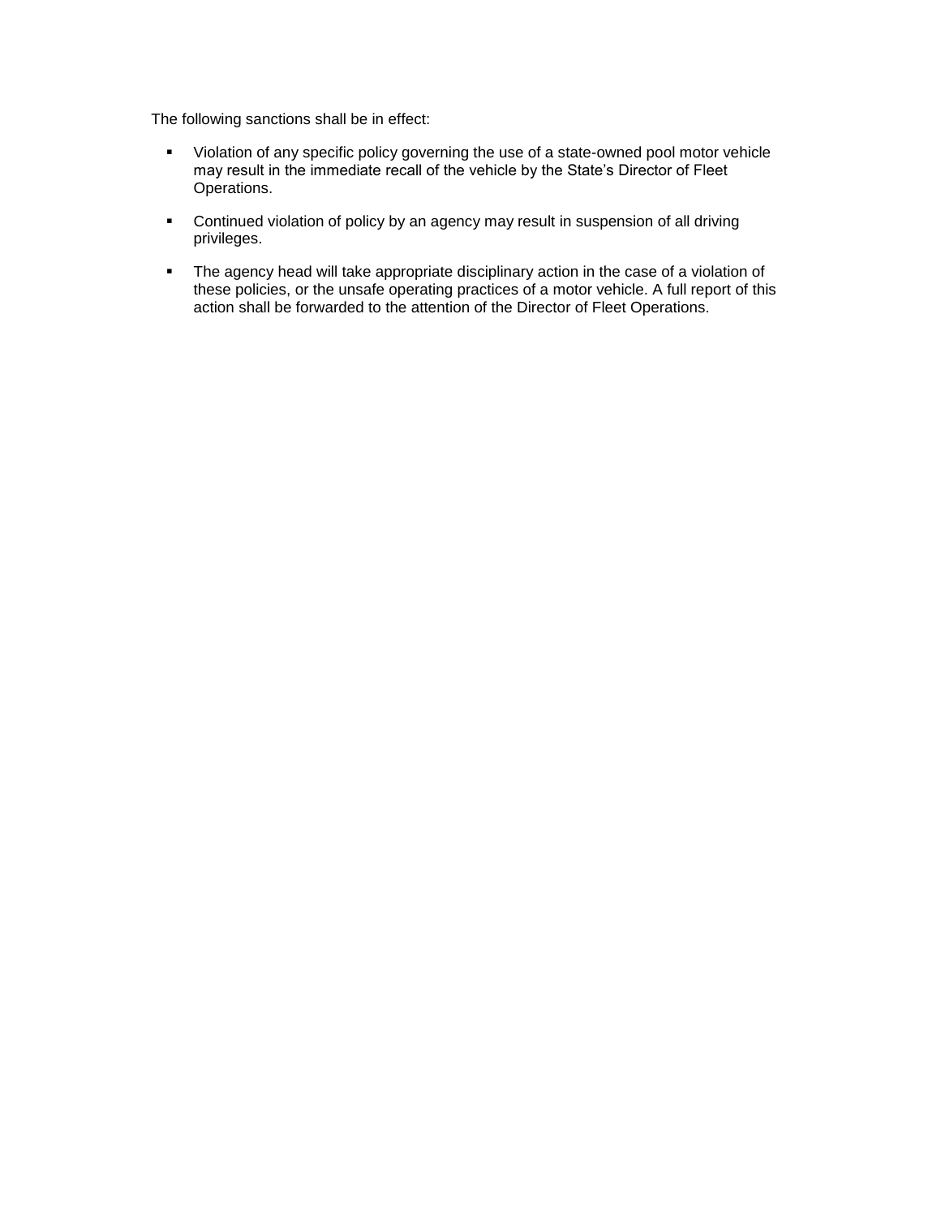The following sanctions shall be in effect:

- Violation of any specific policy governing the use of a state-owned pool motor vehicle may result in the immediate recall of the vehicle by the State's Director of Fleet Operations.
- Continued violation of policy by an agency may result in suspension of all driving privileges.
- The agency head will take appropriate disciplinary action in the case of a violation of these policies, or the unsafe operating practices of a motor vehicle. A full report of this action shall be forwarded to the attention of the Director of Fleet Operations.